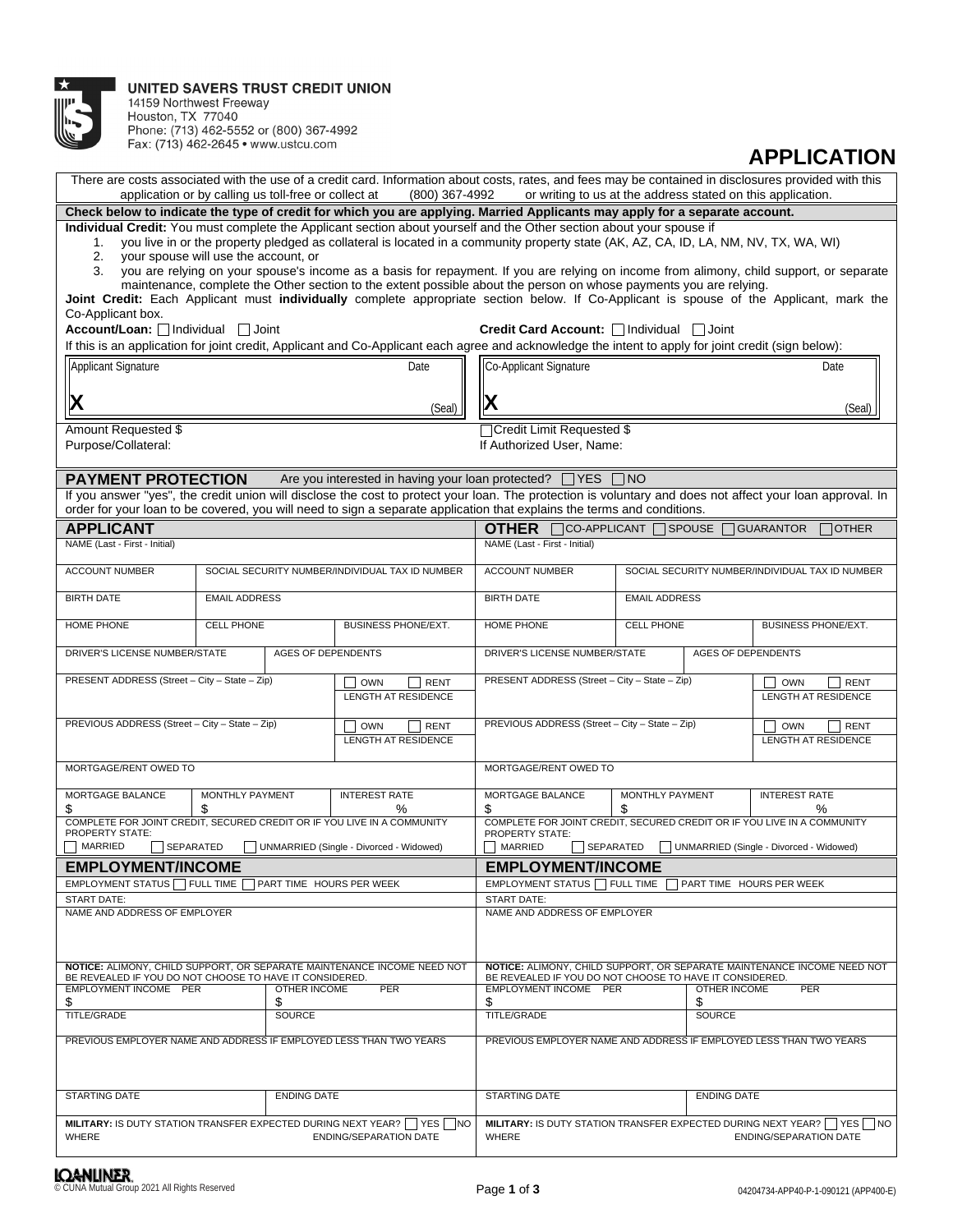**UNITED SAVERS TRUST CREDIT UNION**
14159 Northwest Freeway
Houston, TX 77040
Phone: (713) 462-5552 or (800) 367-4992
Fax: (713) 462-2645 • www.ustcu.com

# APPLICATION

There are costs associated with the use of a credit card. Information about costs, rates, and fees may be contained in disclosures provided with this application or by calling us toll-free or collect at (800) 367-4992 or writing to us at the address stated on this application.

**Check below to indicate the type of credit for which you are applying. Married Applicants may apply for a separate account.**

**Individual Credit:** You must complete the Applicant section about yourself and the Other section about your spouse if

1. you live in or the property pledged as collateral is located in a community property state (AK, AZ, CA, ID, LA, NM, NV, TX, WA, WI)
2. your spouse will use the account, or
3. you are relying on your spouse's income as a basis for repayment. If you are relying on income from alimony, child support, or separate maintenance, complete the Other section to the extent possible about the person on whose payments you are relying.

**Joint Credit:** Each Applicant must **individually** complete appropriate section below. If Co-Applicant is spouse of the Applicant, mark the Co-Applicant box.

**Account/Loan:** ☐ Individual ☐ Joint **Credit Card Account:** ☐ Individual ☐ Joint

If this is an application for joint credit, Applicant and Co-Applicant each agree and acknowledge the intent to apply for joint credit (sign below):

| Applicant Signature | Date | Co-Applicant Signature | Date |
|---|---|---|---|
| X | (Seal) | X | (Seal) |

Amount Requested $ ☐ Credit Limit Requested $

Purpose/Collateral: If Authorized User, Name:

## PAYMENT PROTECTION

Are you interested in having your loan protected? ☐ YES ☐ NO

If you answer "yes", the credit union will disclose the cost to protect your loan. The protection is voluntary and does not affect your loan approval. In order for your loan to be covered, you will need to sign a separate application that explains the terms and conditions.

## APPLICANT

| NAME (Last - First - Initial) | | |
|---|---|---|
| ACCOUNT NUMBER | SOCIAL SECURITY NUMBER/INDIVIDUAL TAX ID NUMBER | |
| BIRTH DATE | EMAIL ADDRESS | |
| HOME PHONE | CELL PHONE | BUSINESS PHONE/EXT. |
| DRIVER'S LICENSE NUMBER/STATE | AGES OF DEPENDENTS | |
| PRESENT ADDRESS (Street – City – State – Zip) | ☐ OWN ☐ RENT LENGTH AT RESIDENCE | |
| PREVIOUS ADDRESS (Street – City – State – Zip) | ☐ OWN ☐ RENT LENGTH AT RESIDENCE | |
| MORTGAGE/RENT OWED TO | | |
| MORTGAGE BALANCE $ | MONTHLY PAYMENT $ | INTEREST RATE % |

COMPLETE FOR JOINT CREDIT, SECURED CREDIT OR IF YOU LIVE IN A COMMUNITY PROPERTY STATE:
☐ MARRIED ☐ SEPARATED ☐ UNMARRIED (Single - Divorced - Widowed)

## OTHER ☐ CO-APPLICANT ☐ SPOUSE ☐ GUARANTOR ☐ OTHER

| NAME (Last - First - Initial) | | |
|---|---|---|
| ACCOUNT NUMBER | SOCIAL SECURITY NUMBER/INDIVIDUAL TAX ID NUMBER | |
| BIRTH DATE | EMAIL ADDRESS | |
| HOME PHONE | CELL PHONE | BUSINESS PHONE/EXT. |
| DRIVER'S LICENSE NUMBER/STATE | AGES OF DEPENDENTS | |
| PRESENT ADDRESS (Street – City – State – Zip) | ☐ OWN ☐ RENT LENGTH AT RESIDENCE | |
| PREVIOUS ADDRESS (Street – City – State – Zip) | ☐ OWN ☐ RENT LENGTH AT RESIDENCE | |
| MORTGAGE/RENT OWED TO | | |
| MORTGAGE BALANCE $ | MONTHLY PAYMENT $ | INTEREST RATE % |

COMPLETE FOR JOINT CREDIT, SECURED CREDIT OR IF YOU LIVE IN A COMMUNITY PROPERTY STATE:
☐ MARRIED ☐ SEPARATED ☐ UNMARRIED (Single - Divorced - Widowed)

## EMPLOYMENT/INCOME (Applicant)

EMPLOYMENT STATUS ☐ FULL TIME ☐ PART TIME HOURS PER WEEK

START DATE:

NAME AND ADDRESS OF EMPLOYER

**NOTICE:** ALIMONY, CHILD SUPPORT, OR SEPARATE MAINTENANCE INCOME NEED NOT BE REVEALED IF YOU DO NOT CHOOSE TO HAVE IT CONSIDERED.

| EMPLOYMENT INCOME PER | OTHER INCOME PER |
|---|---|
| $ | $ |
| TITLE/GRADE | SOURCE |

PREVIOUS EMPLOYER NAME AND ADDRESS IF EMPLOYED LESS THAN TWO YEARS

| STARTING DATE | ENDING DATE |
|---|---|

**MILITARY:** IS DUTY STATION TRANSFER EXPECTED DURING NEXT YEAR? ☐ YES ☐ NO
WHERE ENDING/SEPARATION DATE

## EMPLOYMENT/INCOME (Other)

EMPLOYMENT STATUS ☐ FULL TIME ☐ PART TIME HOURS PER WEEK

START DATE:

NAME AND ADDRESS OF EMPLOYER

**NOTICE:** ALIMONY, CHILD SUPPORT, OR SEPARATE MAINTENANCE INCOME NEED NOT BE REVEALED IF YOU DO NOT CHOOSE TO HAVE IT CONSIDERED.

| EMPLOYMENT INCOME PER | OTHER INCOME PER |
|---|---|
| $ | $ |
| TITLE/GRADE | SOURCE |

PREVIOUS EMPLOYER NAME AND ADDRESS IF EMPLOYED LESS THAN TWO YEARS

| STARTING DATE | ENDING DATE |
|---|---|

**MILITARY:** IS DUTY STATION TRANSFER EXPECTED DURING NEXT YEAR? ☐ YES ☐ NO
WHERE ENDING/SEPARATION DATE

LOANLINER
© CUNA Mutual Group 2021 All Rights Reserved

04204734-APP40-P-1-090121 (APP400-E)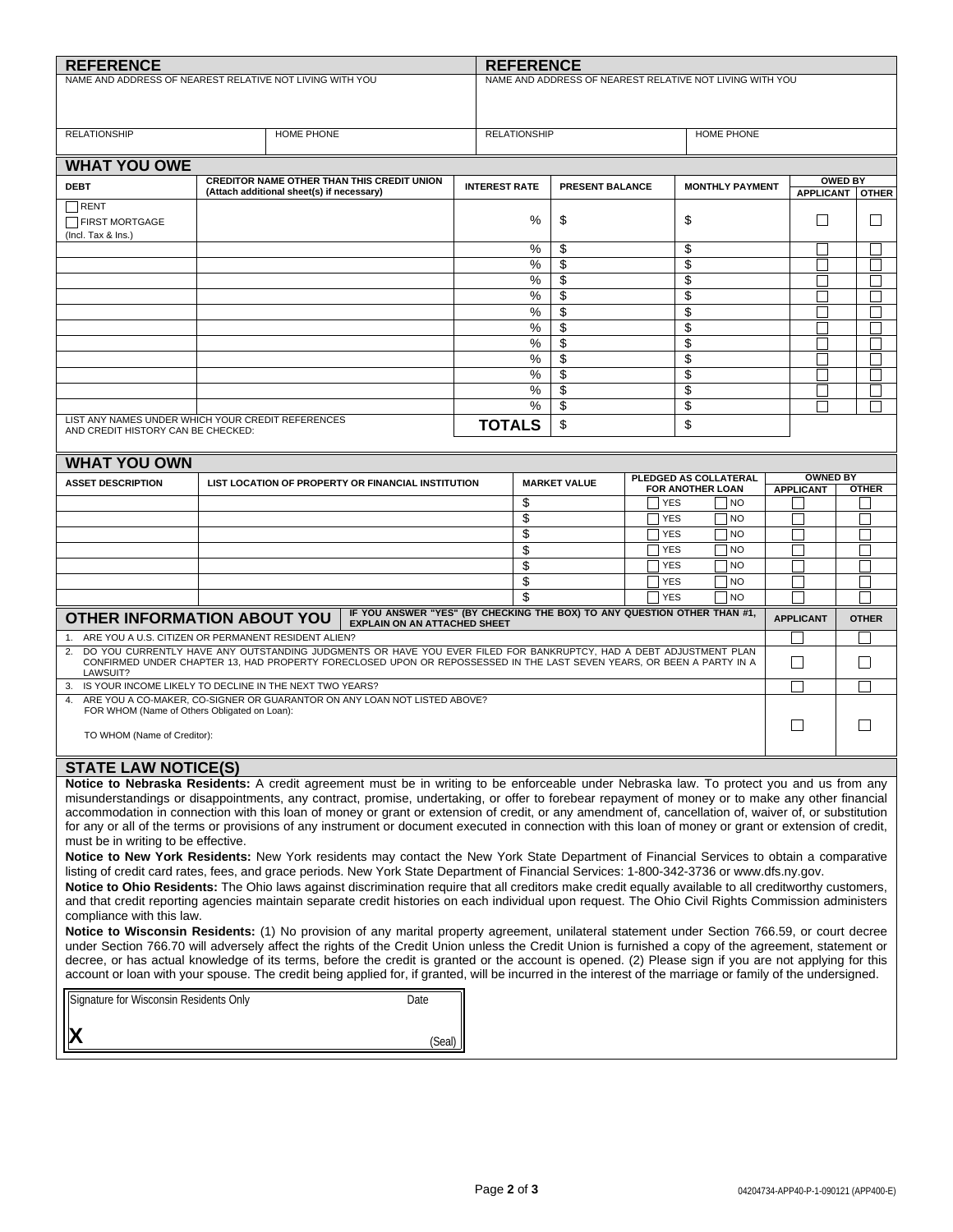## REFERENCE

| NAME AND ADDRESS OF NEAREST RELATIVE NOT LIVING WITH YOU | |
|---|---|
| | |
| RELATIONSHIP | HOME PHONE |

## REFERENCE

| NAME AND ADDRESS OF NEAREST RELATIVE NOT LIVING WITH YOU | |
|---|---|
| | |
| RELATIONSHIP | HOME PHONE |

## WHAT YOU OWE

| DEBT | CREDITOR NAME OTHER THAN THIS CREDIT UNION (Attach additional sheet(s) if necessary) | INTEREST RATE | PRESENT BALANCE | MONTHLY PAYMENT | OWED BY | |
|---|---|---|---|---|---|---|
| | | | | | APPLICANT | OTHER |
| ☐ RENT ☐ FIRST MORTGAGE (Incl. Tax & Ins.) | | % | $ | $ | ☐ | ☐ |
| | | % | $ | $ | ☐ | ☐ |
| | | % | $ | $ | ☐ | ☐ |
| | | % | $ | $ | ☐ | ☐ |
| | | % | $ | $ | ☐ | ☐ |
| | | % | $ | $ | ☐ | ☐ |
| | | % | $ | $ | ☐ | ☐ |
| | | % | $ | $ | ☐ | ☐ |
| | | % | $ | $ | ☐ | ☐ |
| | | % | $ | $ | ☐ | ☐ |
| | | % | $ | $ | ☐ | ☐ |
| | | % | $ | $ | ☐ | ☐ |
| LIST ANY NAMES UNDER WHICH YOUR CREDIT REFERENCES AND CREDIT HISTORY CAN BE CHECKED: | | **TOTALS** | $ | $ | | |

## WHAT YOU OWN

| ASSET DESCRIPTION | LIST LOCATION OF PROPERTY OR FINANCIAL INSTITUTION | MARKET VALUE | PLEDGED AS COLLATERAL FOR ANOTHER LOAN | OWNED BY | |
|---|---|---|---|---|---|
| | | | | APPLICANT | OTHER |
| | | $ | ☐ YES ☐ NO | ☐ | ☐ |
| | | $ | ☐ YES ☐ NO | ☐ | ☐ |
| | | $ | ☐ YES ☐ NO | ☐ | ☐ |
| | | $ | ☐ YES ☐ NO | ☐ | ☐ |
| | | $ | ☐ YES ☐ NO | ☐ | ☐ |
| | | $ | ☐ YES ☐ NO | ☐ | ☐ |
| | | $ | ☐ YES ☐ NO | ☐ | ☐ |

## OTHER INFORMATION ABOUT YOU

| IF YOU ANSWER "YES" (BY CHECKING THE BOX) TO ANY QUESTION OTHER THAN #1, EXPLAIN ON AN ATTACHED SHEET | APPLICANT | OTHER |
|---|---|---|
| 1. ARE YOU A U.S. CITIZEN OR PERMANENT RESIDENT ALIEN? | ☐ | ☐ |
| 2. DO YOU CURRENTLY HAVE ANY OUTSTANDING JUDGMENTS OR HAVE YOU EVER FILED FOR BANKRUPTCY, HAD A DEBT ADJUSTMENT PLAN CONFIRMED UNDER CHAPTER 13, HAD PROPERTY FORECLOSED UPON OR REPOSSESSED IN THE LAST SEVEN YEARS, OR BEEN A PARTY IN A LAWSUIT? | ☐ | ☐ |
| 3. IS YOUR INCOME LIKELY TO DECLINE IN THE NEXT TWO YEARS? | ☐ | ☐ |
| 4. ARE YOU A CO-MAKER, CO-SIGNER OR GUARANTOR ON ANY LOAN NOT LISTED ABOVE? FOR WHOM (Name of Others Obligated on Loan): TO WHOM (Name of Creditor): | ☐ | ☐ |

## STATE LAW NOTICE(S)

**Notice to Nebraska Residents:** A credit agreement must be in writing to be enforceable under Nebraska law. To protect you and us from any misunderstandings or disappointments, any contract, promise, undertaking, or offer to forebear repayment of money or to make any other financial accommodation in connection with this loan of money or grant or extension of credit, or any amendment of, cancellation of, waiver of, or substitution for any or all of the terms or provisions of any instrument or document executed in connection with this loan of money or grant or extension of credit, must be in writing to be effective.

**Notice to New York Residents:** New York residents may contact the New York State Department of Financial Services to obtain a comparative listing of credit card rates, fees, and grace periods. New York State Department of Financial Services: 1-800-342-3736 or www.dfs.ny.gov.

**Notice to Ohio Residents:** The Ohio laws against discrimination require that all creditors make credit equally available to all creditworthy customers, and that credit reporting agencies maintain separate credit histories on each individual upon request. The Ohio Civil Rights Commission administers compliance with this law.

**Notice to Wisconsin Residents:** (1) No provision of any marital property agreement, unilateral statement under Section 766.59, or court decree under Section 766.70 will adversely affect the rights of the Credit Union unless the Credit Union is furnished a copy of the agreement, statement or decree, or has actual knowledge of its terms, before the credit is granted or the account is opened. (2) Please sign if you are not applying for this account or loan with your spouse. The credit being applied for, if granted, will be incurred in the interest of the marriage or family of the undersigned.

| Signature for Wisconsin Residents Only | Date |
|---|---|
| **X** | (Seal) |

04204734-APP40-P-1-090121 (APP400-E)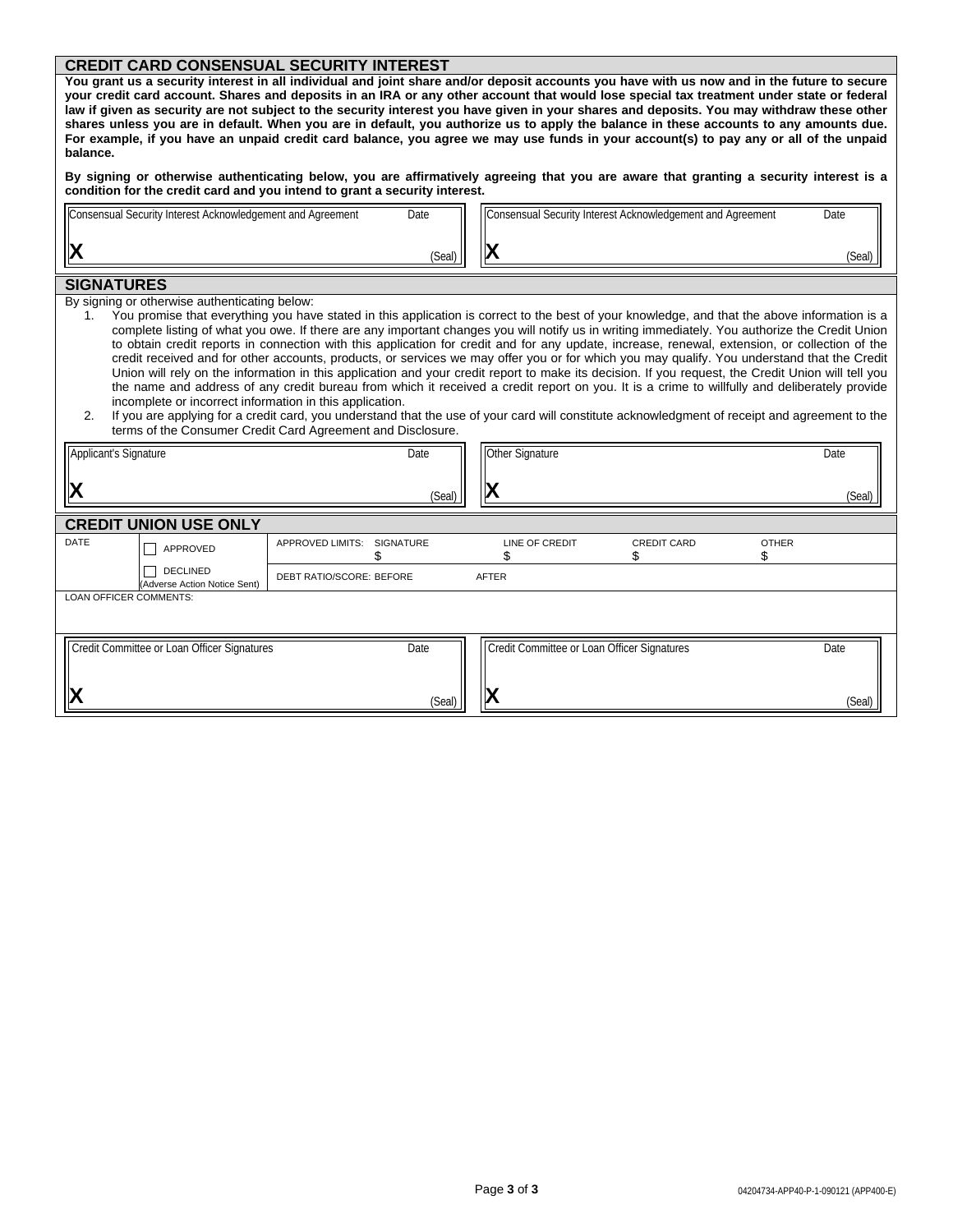## CREDIT CARD CONSENSUAL SECURITY INTEREST

**You grant us a security interest in all individual and joint share and/or deposit accounts you have with us now and in the future to secure your credit card account. Shares and deposits in an IRA or any other account that would lose special tax treatment under state or federal law if given as security are not subject to the security interest you have given in your shares and deposits. You may withdraw these other shares unless you are in default. When you are in default, you authorize us to apply the balance in these accounts to any amounts due. For example, if you have an unpaid credit card balance, you agree we may use funds in your account(s) to pay any or all of the unpaid balance.**

**By signing or otherwise authenticating below, you are affirmatively agreeing that you are aware that granting a security interest is a condition for the credit card and you intend to grant a security interest.**

| | |
|---|---|
| Consensual Security Interest Acknowledgement and Agreement Date<br>X (Seal) | Consensual Security Interest Acknowledgement and Agreement Date<br>X (Seal) |

## SIGNATURES

By signing or otherwise authenticating below:

1. You promise that everything you have stated in this application is correct to the best of your knowledge, and that the above information is a complete listing of what you owe. If there are any important changes you will notify us in writing immediately. You authorize the Credit Union to obtain credit reports in connection with this application for credit and for any update, increase, renewal, extension, or collection of the credit received and for other accounts, products, or services we may offer you or for which you may qualify. You understand that the Credit Union will rely on the information in this application and your credit report to make its decision. If you request, the Credit Union will tell you the name and address of any credit bureau from which it received a credit report on you. It is a crime to willfully and deliberately provide incomplete or incorrect information in this application.
2. If you are applying for a credit card, you understand that the use of your card will constitute acknowledgment of receipt and agreement to the terms of the Consumer Credit Card Agreement and Disclosure.

| | |
|---|---|
| Applicant's Signature Date<br>X (Seal) | Other Signature Date<br>X (Seal) |

## CREDIT UNION USE ONLY

| | | | | | | |
|---|---|---|---|---|---|---|
| DATE | ☐ APPROVED | APPROVED LIMITS: | SIGNATURE<br>$ | LINE OF CREDIT<br>$ | CREDIT CARD<br>$ | OTHER<br>$ |
| | ☐ DECLINED<br>(Adverse Action Notice Sent) | DEBT RATIO/SCORE: BEFORE | | AFTER | | |

LOAN OFFICER COMMENTS:

| | |
|---|---|
| Credit Committee or Loan Officer Signatures Date<br>X (Seal) | Credit Committee or Loan Officer Signatures Date<br>X (Seal) |

04204734-APP40-P-1-090121 (APP400-E)